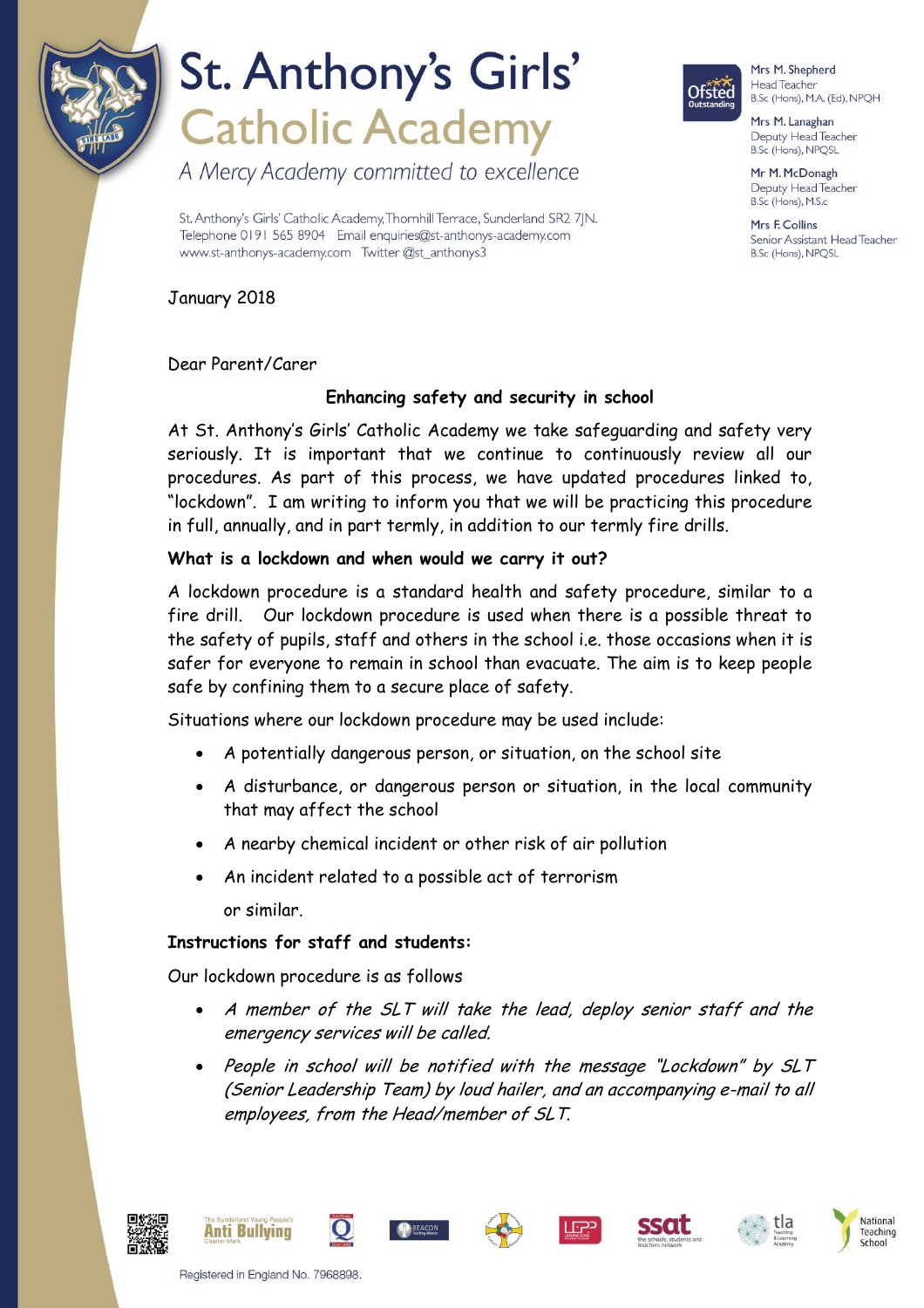# St. Anthony's Girls' Catholic Academy

*A Mercy Academy committed to excellence*

St. Anthony's Girls' Catholic Academy, Thornhill Terrace, Sunderland SR2 7JN.
Telephone 0191 565 8904 Email enquiries@st-anthonys-academy.com
www.st-anthonys-academy.com Twitter @st_anthonys3

Mrs M. Shepherd
Head Teacher
B.Sc (Hons), M.A. (Ed), NPQH

Mrs M. Lanaghan
Deputy Head Teacher
B.Sc (Hons), NPQSL

Mr M. McDonagh
Deputy Head Teacher
B.Sc (Hons), M.S.c

Mrs F. Collins
Senior Assistant Head Teacher
B.Sc (Hons), NPQSL

January 2018

Dear Parent/Carer

**Enhancing safety and security in school**

At St. Anthony's Girls' Catholic Academy we take safeguarding and safety very seriously. It is important that we continue to continuously review all our procedures. As part of this process, we have updated procedures linked to, "lockdown". I am writing to inform you that we will be practicing this procedure in full, annually, and in part termly, in addition to our termly fire drills.

**What is a lockdown and when would we carry it out?**

A lockdown procedure is a standard health and safety procedure, similar to a fire drill. Our lockdown procedure is used when there is a possible threat to the safety of pupils, staff and others in the school i.e. those occasions when it is safer for everyone to remain in school than evacuate. The aim is to keep people safe by confining them to a secure place of safety.

Situations where our lockdown procedure may be used include:

- A potentially dangerous person, or situation, on the school site
- A disturbance, or dangerous person or situation, in the local community that may affect the school
- A nearby chemical incident or other risk of air pollution
- An incident related to a possible act of terrorism

  or similar.

**Instructions for staff and students:**

Our lockdown procedure is as follows

- *A member of the SLT will take the lead, deploy senior staff and the emergency services will be called.*
- *People in school will be notified with the message "Lockdown" by SLT (Senior Leadership Team) by loud hailer, and an accompanying e-mail to all employees, from the Head/member of SLT.*

Registered in England No. 7968898.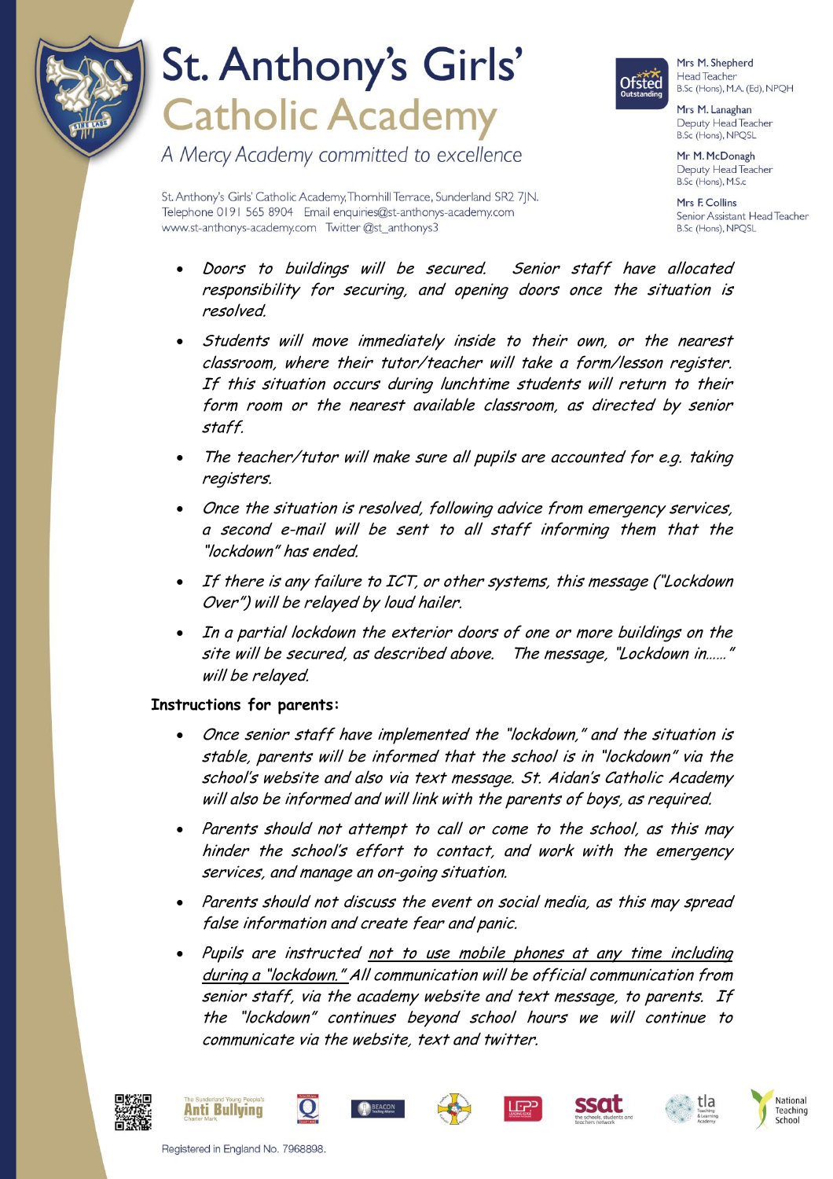- *Doors to buildings will be secured. Senior staff have allocated responsibility for securing, and opening doors once the situation is resolved.*
- *Students will move immediately inside to their own, or the nearest classroom, where their tutor/teacher will take a form/lesson register. If this situation occurs during lunchtime students will return to their form room or the nearest available classroom, as directed by senior staff.*
- *The teacher/tutor will make sure all pupils are accounted for e.g. taking registers.*
- *Once the situation is resolved, following advice from emergency services, a second e-mail will be sent to all staff informing them that the "lockdown" has ended.*
- *If there is any failure to ICT, or other systems, this message ("Lockdown Over") will be relayed by loud hailer.*
- *In a partial lockdown the exterior doors of one or more buildings on the site will be secured, as described above. The message, "Lockdown in……" will be relayed.*

**Instructions for parents:**

- *Once senior staff have implemented the "lockdown," and the situation is stable, parents will be informed that the school is in "lockdown" via the school's website and also via text message. St. Aidan's Catholic Academy will also be informed and will link with the parents of boys, as required.*
- *Parents should not attempt to call or come to the school, as this may hinder the school's effort to contact, and work with the emergency services, and manage an on-going situation.*
- *Parents should not discuss the event on social media, as this may spread false information and create fear and panic.*
- *Pupils are instructed <u>not to use mobile phones at any time including during a "lockdown."</u> All communication will be official communication from senior staff, via the academy website and text message, to parents. If the "lockdown" continues beyond school hours we will continue to communicate via the website, text and twitter.*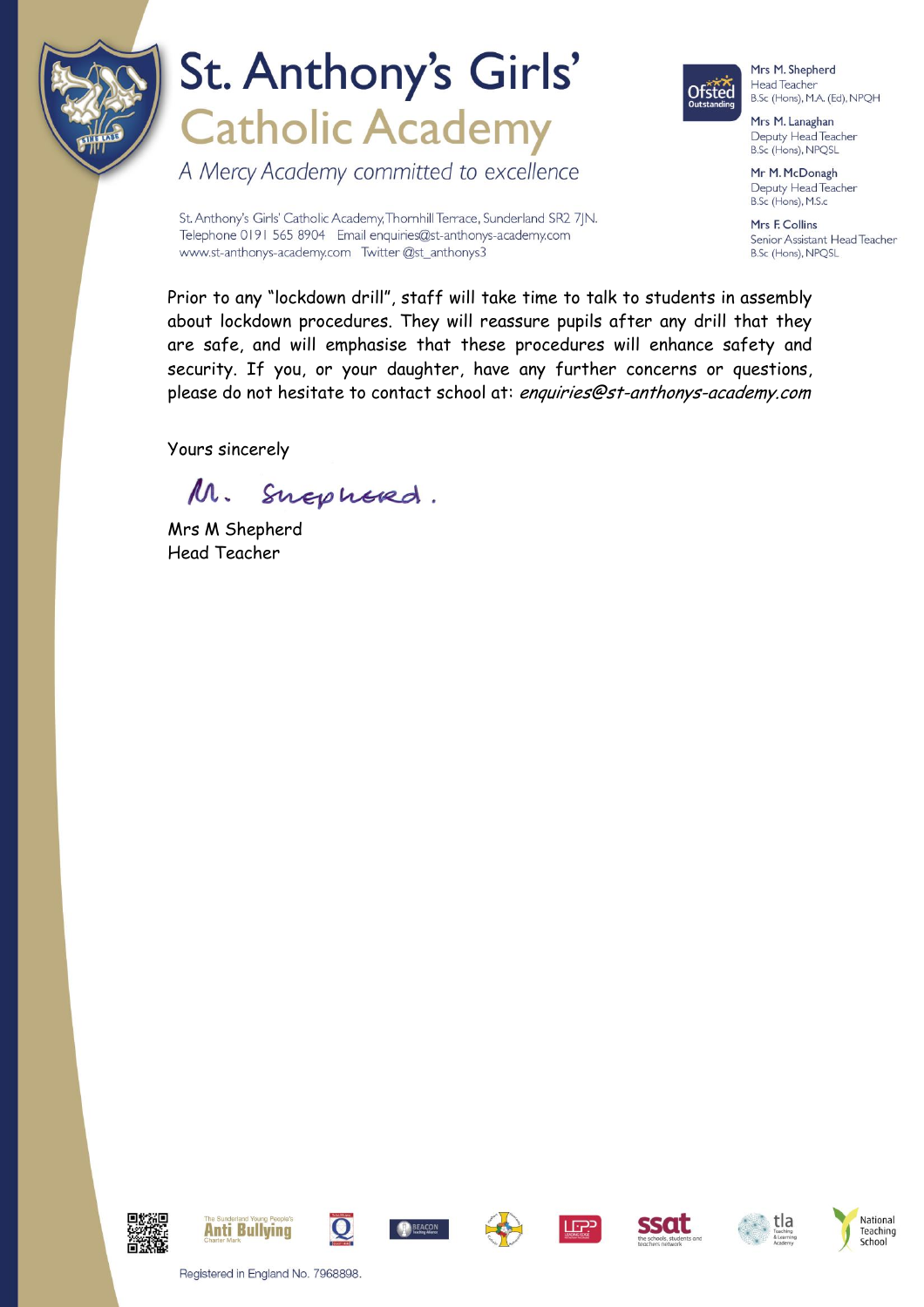# St. Anthony's Girls' Catholic Academy

*A Mercy Academy committed to excellence*

St. Anthony's Girls' Catholic Academy, Thornhill Terrace, Sunderland SR2 7JN.
Telephone 0191 565 8904 Email enquiries@st-anthonys-academy.com
www.st-anthonys-academy.com Twitter @st_anthonys3

Mrs M. Shepherd
Head Teacher
B.Sc (Hons), M.A. (Ed), NPQH

Mrs M. Lanaghan
Deputy Head Teacher
B.Sc (Hons), NPQSL

Mr M. McDonagh
Deputy Head Teacher
B.Sc (Hons), M.S.c

Mrs F. Collins
Senior Assistant Head Teacher
B.Sc (Hons), NPQSL

Prior to any "lockdown drill", staff will take time to talk to students in assembly about lockdown procedures. They will reassure pupils after any drill that they are safe, and will emphasise that these procedures will enhance safety and security. If you, or your daughter, have any further concerns or questions, please do not hesitate to contact school at: *enquiries@st-anthonys-academy.com*

Yours sincerely

M. Shepherd.

Mrs M Shepherd
Head Teacher

Registered in England No. 7968898.